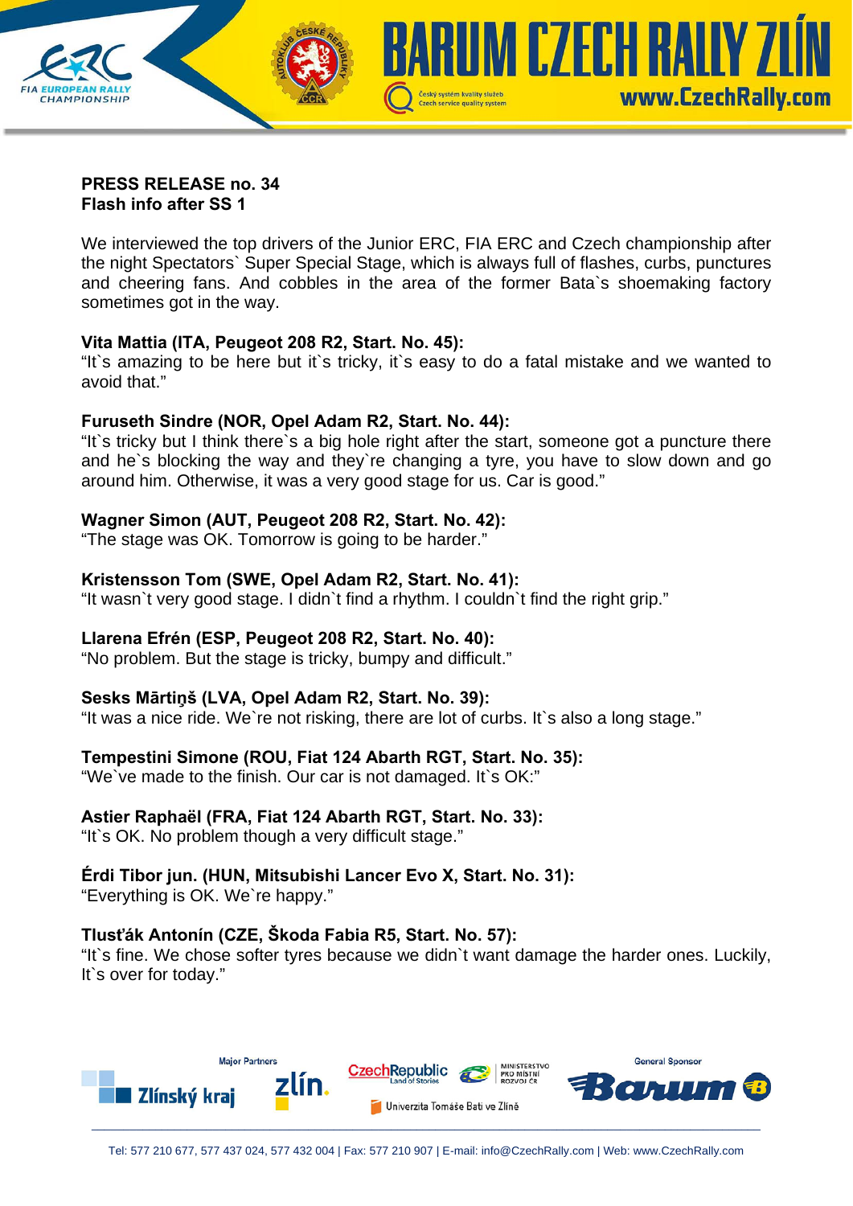**PRESS RELEASE no. 34**
**Flash info after SS 1**

We interviewed the top drivers of the Junior ERC, FIA ERC and Czech championship after the night Spectators` Super Special Stage, which is always full of flashes, curbs, punctures and cheering fans. And cobbles in the area of the former Bata`s shoemaking factory sometimes got in the way.

**Vita Mattia (ITA, Peugeot 208 R2, Start. No. 45):**
"It`s amazing to be here but it`s tricky, it`s easy to do a fatal mistake and we wanted to avoid that."

**Furuseth Sindre (NOR, Opel Adam R2, Start. No. 44):**
"It`s tricky but I think there`s a big hole right after the start, someone got a puncture there and he`s blocking the way and they`re changing a tyre, you have to slow down and go around him. Otherwise, it was a very good stage for us. Car is good."

**Wagner Simon (AUT, Peugeot 208 R2, Start. No. 42):**
"The stage was OK. Tomorrow is going to be harder."

**Kristensson Tom (SWE, Opel Adam R2, Start. No. 41):**
"It wasn`t very good stage. I didn`t find a rhythm. I couldn`t find the right grip."

**Llarena Efrén (ESP, Peugeot 208 R2, Start. No. 40):**
"No problem. But the stage is tricky, bumpy and difficult."

**Sesks Mārtiņš (LVA, Opel Adam R2, Start. No. 39):**
"It was a nice ride. We`re not risking, there are lot of curbs. It`s also a long stage."

**Tempestini Simone (ROU, Fiat 124 Abarth RGT, Start. No. 35):**
"We`ve made to the finish. Our car is not damaged. It`s OK:"

**Astier Raphaël (FRA, Fiat 124 Abarth RGT, Start. No. 33):**
"It`s OK. No problem though a very difficult stage."

**Érdi Tibor jun. (HUN, Mitsubishi Lancer Evo X, Start. No. 31):**
"Everything is OK. We`re happy."

**Tlusťák Antonín (CZE, Škoda Fabia R5, Start. No. 57):**
"It`s fine. We chose softer tyres because we didn`t want damage the harder ones. Luckily, It`s over for today."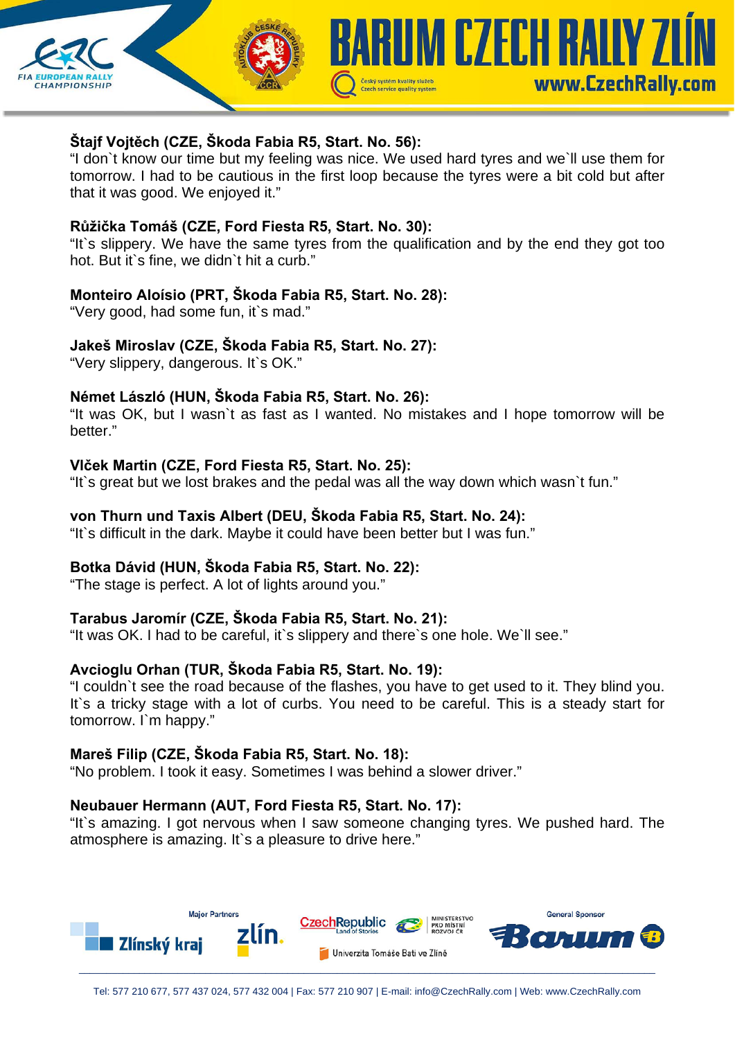**Štajf Vojtěch (CZE, Škoda Fabia R5, Start. No. 56):**
"I don`t know our time but my feeling was nice. We used hard tyres and we`ll use them for tomorrow. I had to be cautious in the first loop because the tyres were a bit cold but after that it was good. We enjoyed it."

**Růžička Tomáš (CZE, Ford Fiesta R5, Start. No. 30):**
"It`s slippery. We have the same tyres from the qualification and by the end they got too hot. But it`s fine, we didn`t hit a curb."

**Monteiro Aloísio (PRT, Škoda Fabia R5, Start. No. 28):**
"Very good, had some fun, it`s mad."

**Jakeš Miroslav (CZE, Škoda Fabia R5, Start. No. 27):**
"Very slippery, dangerous. It`s OK."

**Német László (HUN, Škoda Fabia R5, Start. No. 26):**
"It was OK, but I wasn`t as fast as I wanted. No mistakes and I hope tomorrow will be better."

**Vlček Martin (CZE, Ford Fiesta R5, Start. No. 25):**
"It`s great but we lost brakes and the pedal was all the way down which wasn`t fun."

**von Thurn und Taxis Albert (DEU, Škoda Fabia R5, Start. No. 24):**
"It`s difficult in the dark. Maybe it could have been better but I was fun."

**Botka Dávid (HUN, Škoda Fabia R5, Start. No. 22):**
"The stage is perfect. A lot of lights around you."

**Tarabus Jaromír (CZE, Škoda Fabia R5, Start. No. 21):**
"It was OK. I had to be careful, it`s slippery and there`s one hole. We`ll see."

**Avcioglu Orhan (TUR, Škoda Fabia R5, Start. No. 19):**
"I couldn`t see the road because of the flashes, you have to get used to it. They blind you. It`s a tricky stage with a lot of curbs. You need to be careful. This is a steady start for tomorrow. I`m happy."

**Mareš Filip (CZE, Škoda Fabia R5, Start. No. 18):**
"No problem. I took it easy. Sometimes I was behind a slower driver."

**Neubauer Hermann (AUT, Ford Fiesta R5, Start. No. 17):**
"It`s amazing. I got nervous when I saw someone changing tyres. We pushed hard. The atmosphere is amazing. It`s a pleasure to drive here."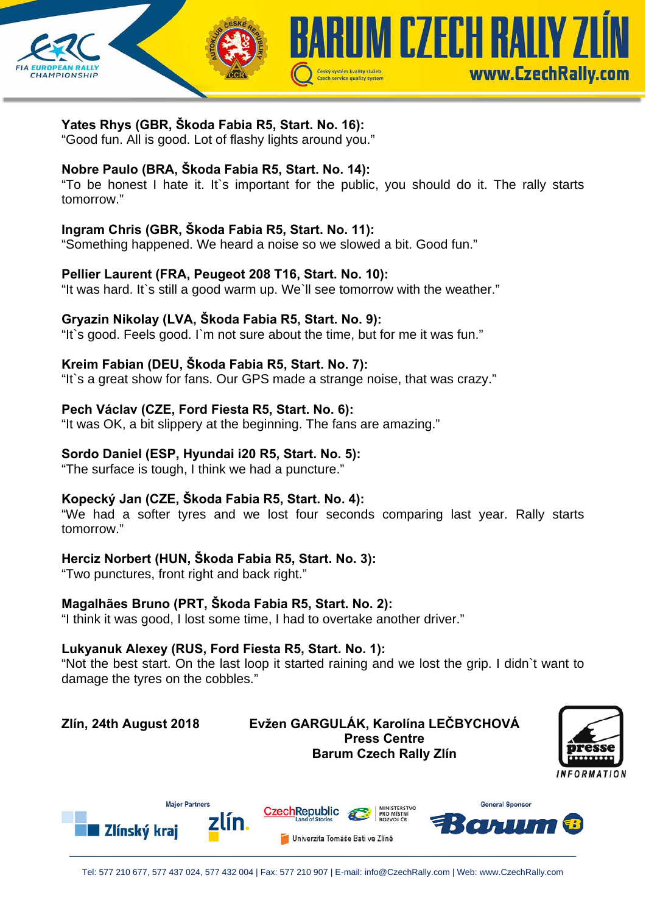**Yates Rhys (GBR, Škoda Fabia R5, Start. No. 16):**
"Good fun. All is good. Lot of flashy lights around you."

**Nobre Paulo (BRA, Škoda Fabia R5, Start. No. 14):**
"To be honest I hate it. It`s important for the public, you should do it. The rally starts tomorrow."

**Ingram Chris (GBR, Škoda Fabia R5, Start. No. 11):**
"Something happened. We heard a noise so we slowed a bit. Good fun."

**Pellier Laurent (FRA, Peugeot 208 T16, Start. No. 10):**
"It was hard. It`s still a good warm up. We`ll see tomorrow with the weather."

**Gryazin Nikolay (LVA, Škoda Fabia R5, Start. No. 9):**
"It`s good. Feels good. I`m not sure about the time, but for me it was fun."

**Kreim Fabian (DEU, Škoda Fabia R5, Start. No. 7):**
"It`s a great show for fans. Our GPS made a strange noise, that was crazy."

**Pech Václav (CZE, Ford Fiesta R5, Start. No. 6):**
"It was OK, a bit slippery at the beginning. The fans are amazing."

**Sordo Daniel (ESP, Hyundai i20 R5, Start. No. 5):**
"The surface is tough, I think we had a puncture."

**Kopecký Jan (CZE, Škoda Fabia R5, Start. No. 4):**
"We had a softer tyres and we lost four seconds comparing last year. Rally starts tomorrow."

**Herciz Norbert (HUN, Škoda Fabia R5, Start. No. 3):**
"Two punctures, front right and back right."

**Magalhães Bruno (PRT, Škoda Fabia R5, Start. No. 2):**
"I think it was good, I lost some time, I had to overtake another driver."

**Lukyanuk Alexey (RUS, Ford Fiesta R5, Start. No. 1):**
"Not the best start. On the last loop it started raining and we lost the grip. I didn`t want to damage the tyres on the cobbles."

**Zlín, 24th August 2018**

**Evžen GARGULÁK, Karolína LEČBYCHOVÁ**
**Press Centre**
**Barum Czech Rally Zlín**